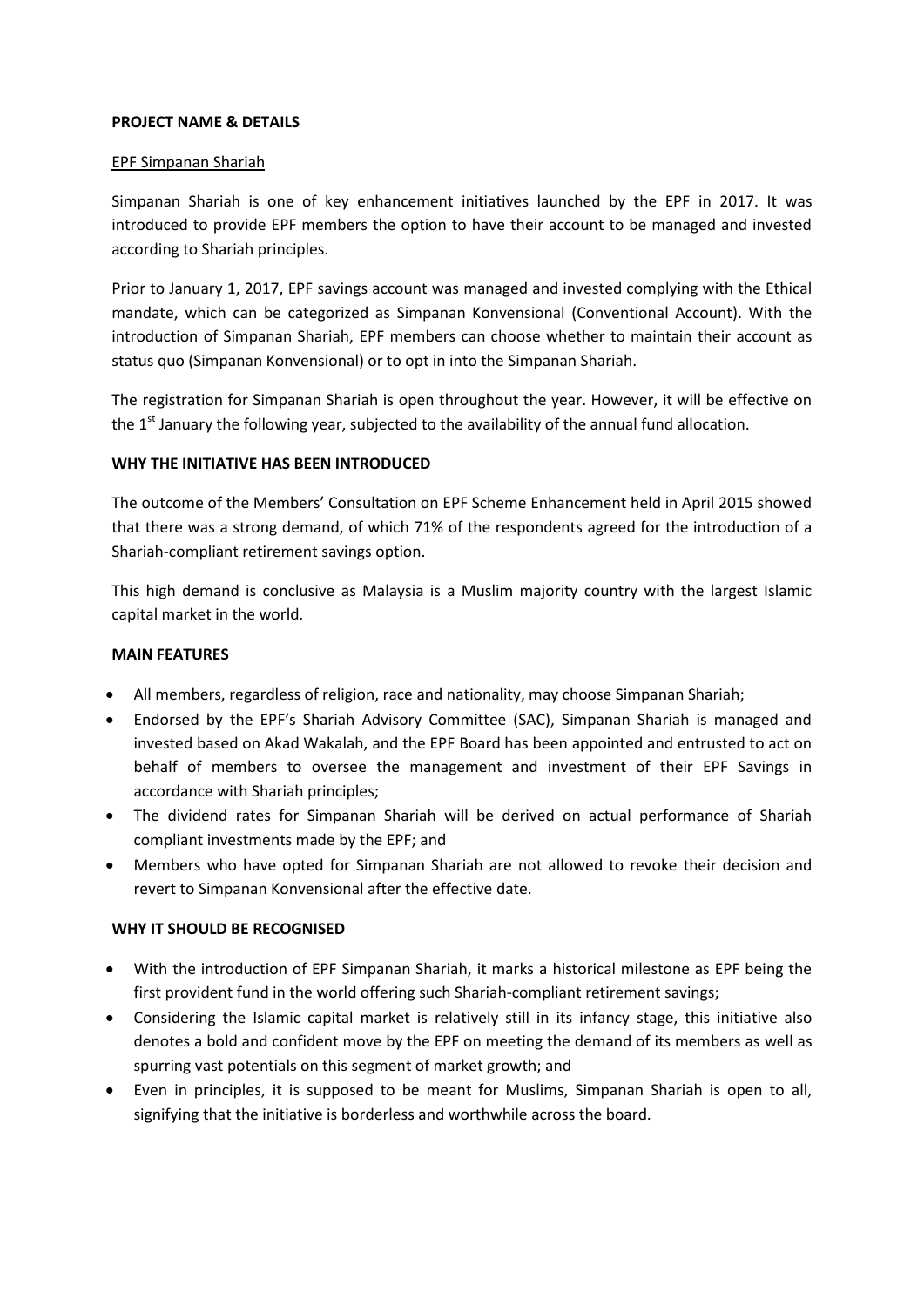**PROJECT NAME & DETAILS**

EPF Simpanan Shariah

Simpanan Shariah is one of key enhancement initiatives launched by the EPF in 2017. It was introduced to provide EPF members the option to have their account to be managed and invested according to Shariah principles.

Prior to January 1, 2017, EPF savings account was managed and invested complying with the Ethical mandate, which can be categorized as Simpanan Konvensional (Conventional Account). With the introduction of Simpanan Shariah, EPF members can choose whether to maintain their account as status quo (Simpanan Konvensional) or to opt in into the Simpanan Shariah.

The registration for Simpanan Shariah is open throughout the year. However, it will be effective on the 1st January the following year, subjected to the availability of the annual fund allocation.

**WHY THE INITIATIVE HAS BEEN INTRODUCED**

The outcome of the Members' Consultation on EPF Scheme Enhancement held in April 2015 showed that there was a strong demand, of which 71% of the respondents agreed for the introduction of a Shariah-compliant retirement savings option.

This high demand is conclusive as Malaysia is a Muslim majority country with the largest Islamic capital market in the world.

**MAIN FEATURES**

- All members, regardless of religion, race and nationality, may choose Simpanan Shariah;
- Endorsed by the EPF's Shariah Advisory Committee (SAC), Simpanan Shariah is managed and invested based on Akad Wakalah, and the EPF Board has been appointed and entrusted to act on behalf of members to oversee the management and investment of their EPF Savings in accordance with Shariah principles;
- The dividend rates for Simpanan Shariah will be derived on actual performance of Shariah compliant investments made by the EPF; and
- Members who have opted for Simpanan Shariah are not allowed to revoke their decision and revert to Simpanan Konvensional after the effective date.

**WHY IT SHOULD BE RECOGNISED**

- With the introduction of EPF Simpanan Shariah, it marks a historical milestone as EPF being the first provident fund in the world offering such Shariah-compliant retirement savings;
- Considering the Islamic capital market is relatively still in its infancy stage, this initiative also denotes a bold and confident move by the EPF on meeting the demand of its members as well as spurring vast potentials on this segment of market growth; and
- Even in principles, it is supposed to be meant for Muslims, Simpanan Shariah is open to all, signifying that the initiative is borderless and worthwhile across the board.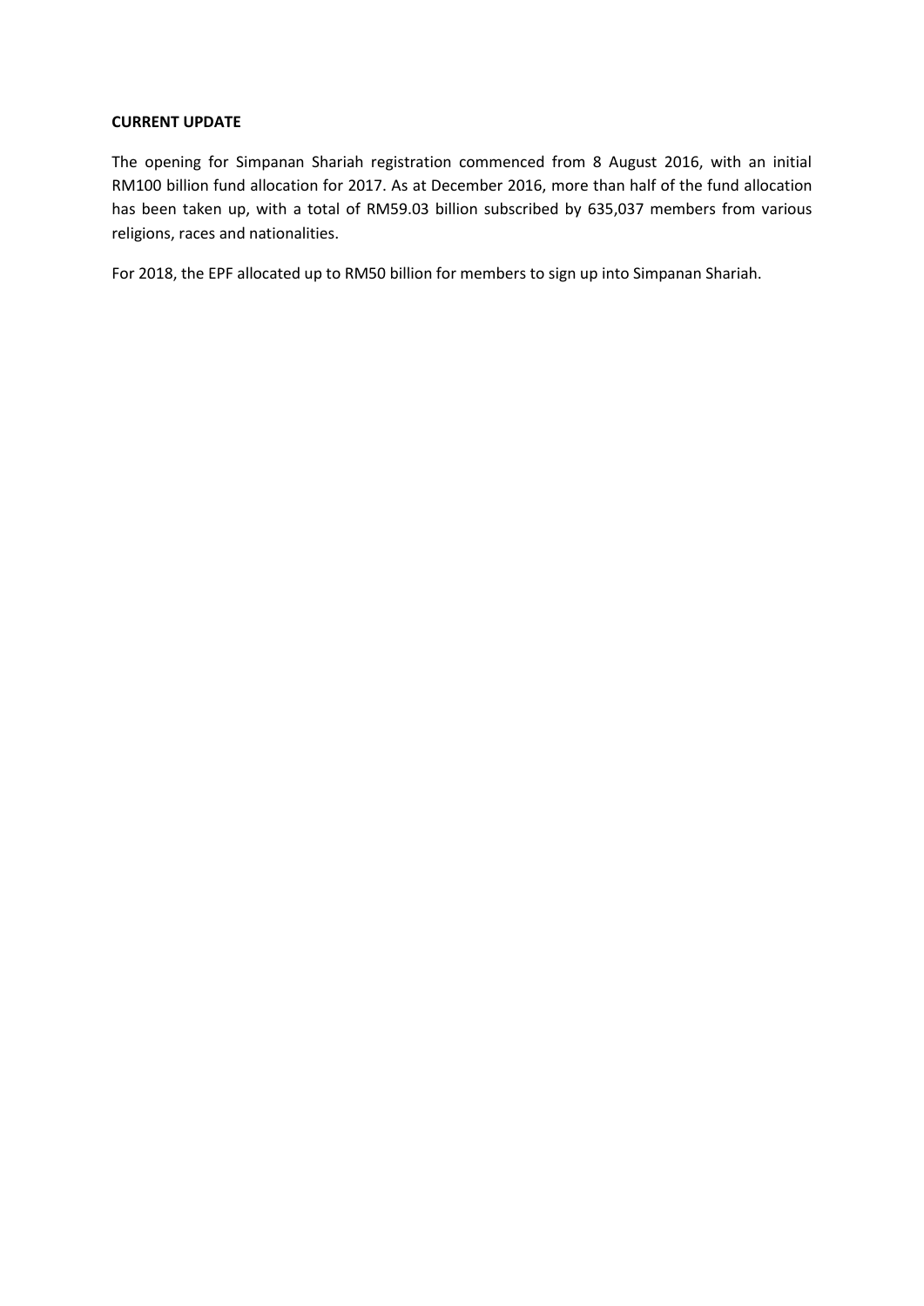**CURRENT UPDATE**

The opening for Simpanan Shariah registration commenced from 8 August 2016, with an initial RM100 billion fund allocation for 2017. As at December 2016, more than half of the fund allocation has been taken up, with a total of RM59.03 billion subscribed by 635,037 members from various religions, races and nationalities.

For 2018, the EPF allocated up to RM50 billion for members to sign up into Simpanan Shariah.